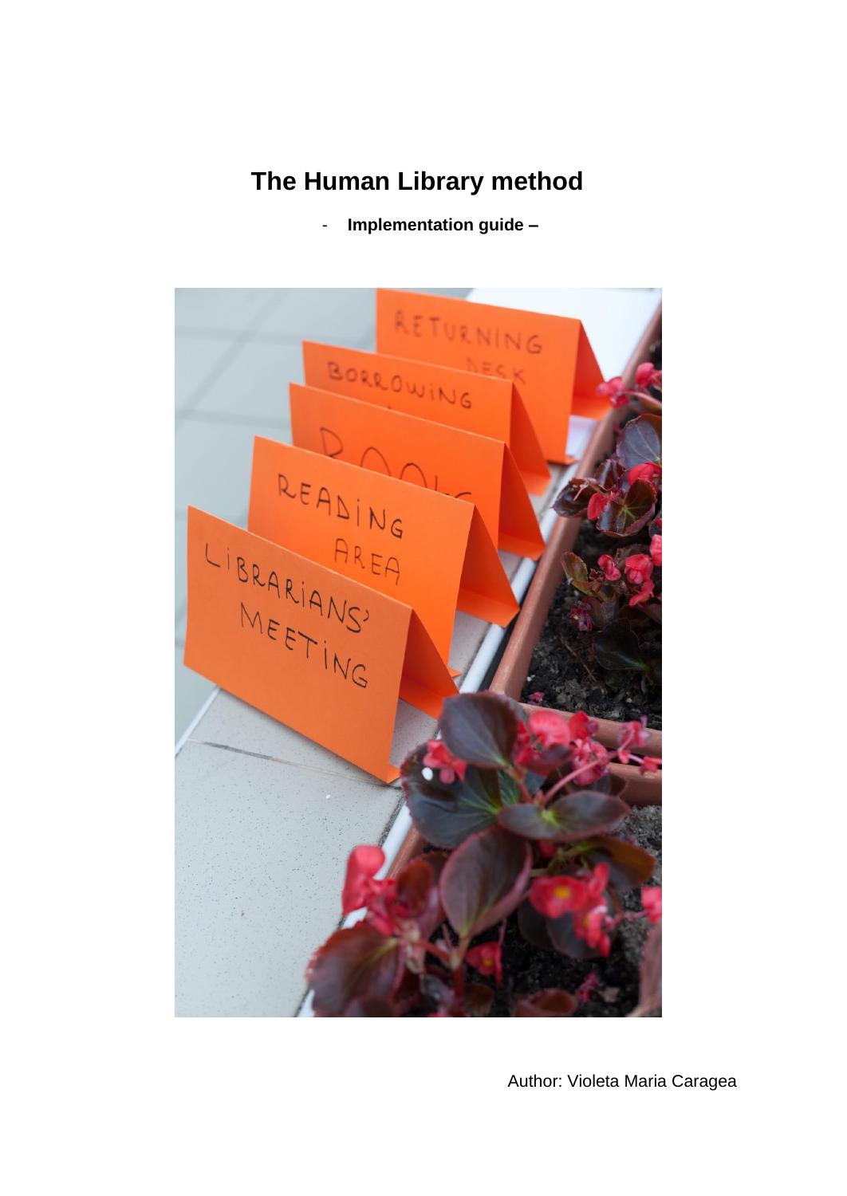# The Human Library method

- **Implementation guide –**

Author: Violeta Maria Caragea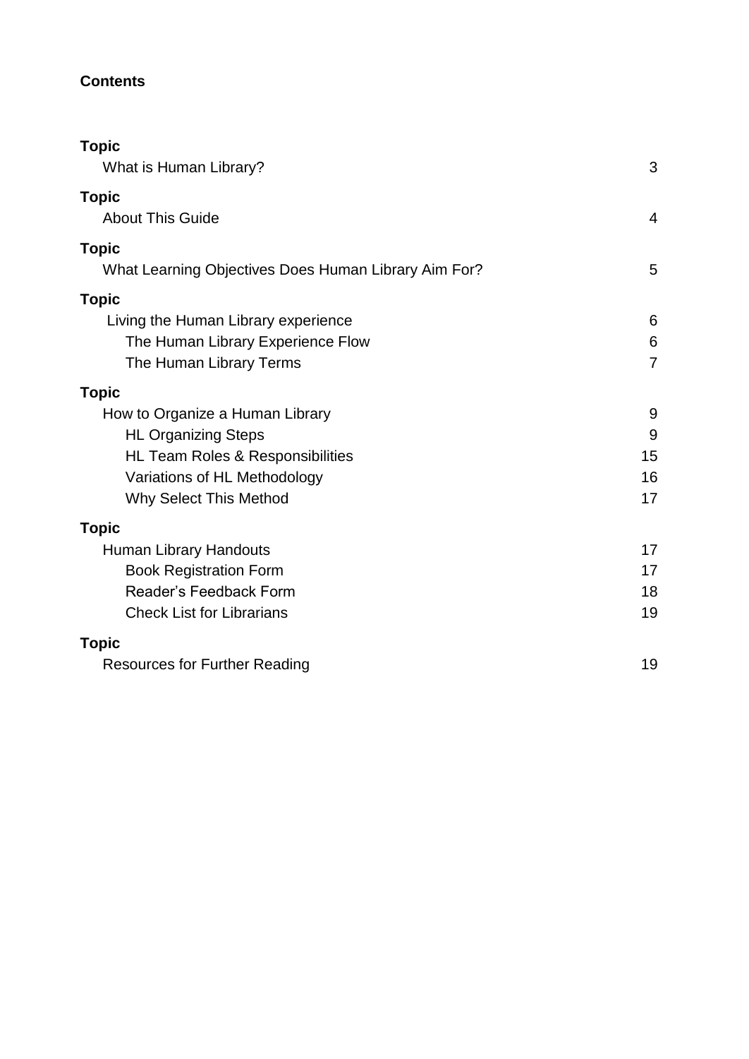**Contents**

| Topic | |
|---|---|
| What is Human Library? | 3 |
| **Topic** | |
| About This Guide | 4 |
| **Topic** | |
| What Learning Objectives Does Human Library Aim For? | 5 |
| **Topic** | |
| Living the Human Library experience | 6 |
| The Human Library Experience Flow | 6 |
| The Human Library Terms | 7 |
| **Topic** | |
| How to Organize a Human Library | 9 |
| HL Organizing Steps | 9 |
| HL Team Roles & Responsibilities | 15 |
| Variations of HL Methodology | 16 |
| Why Select This Method | 17 |
| **Topic** | |
| Human Library Handouts | 17 |
| Book Registration Form | 17 |
| Reader's Feedback Form | 18 |
| Check List for Librarians | 19 |
| **Topic** | |
| Resources for Further Reading | 19 |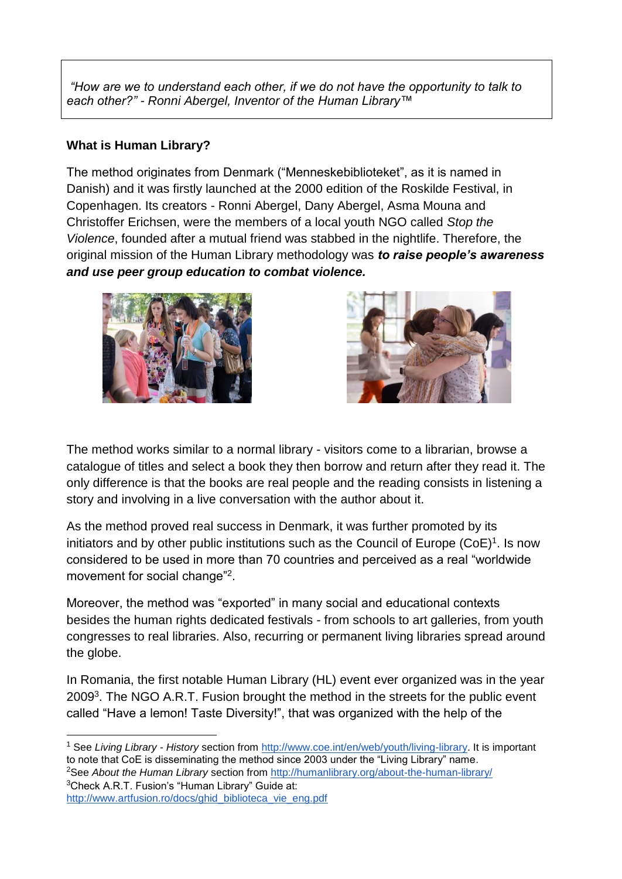> *"How are we to understand each other, if we do not have the opportunity to talk to each other?" - Ronni Abergel, Inventor of the Human Library™*

**What is Human Library?**

The method originates from Denmark ("Menneskebiblioteket", as it is named in Danish) and it was firstly launched at the 2000 edition of the Roskilde Festival, in Copenhagen. Its creators - Ronni Abergel, Dany Abergel, Asma Mouna and Christoffer Erichsen, were the members of a local youth NGO called *Stop the Violence*, founded after a mutual friend was stabbed in the nightlife. Therefore, the original mission of the Human Library methodology was ***to raise people's awareness and use peer group education to combat violence.***

The method works similar to a normal library - visitors come to a librarian, browse a catalogue of titles and select a book they then borrow and return after they read it. The only difference is that the books are real people and the reading consists in listening a story and involving in a live conversation with the author about it.

As the method proved real success in Denmark, it was further promoted by its initiators and by other public institutions such as the Council of Europe (CoE)[1]. Is now considered to be used in more than 70 countries and perceived as a real "worldwide movement for social change"[2].

Moreover, the method was "exported" in many social and educational contexts besides the human rights dedicated festivals - from schools to art galleries, from youth congresses to real libraries. Also, recurring or permanent living libraries spread around the globe.

In Romania, the first notable Human Library (HL) event ever organized was in the year 2009[3]. The NGO A.R.T. Fusion brought the method in the streets for the public event called "Have a lemon! Taste Diversity!", that was organized with the help of the

---

[1] See *Living Library - History* section from http://www.coe.int/en/web/youth/living-library. It is important to note that CoE is disseminating the method since 2003 under the "Living Library" name.

[2] See *About the Human Library* section from http://humanlibrary.org/about-the-human-library/

[3] Check A.R.T. Fusion's "Human Library" Guide at: http://www.artfusion.ro/docs/ghid_biblioteca_vie_eng.pdf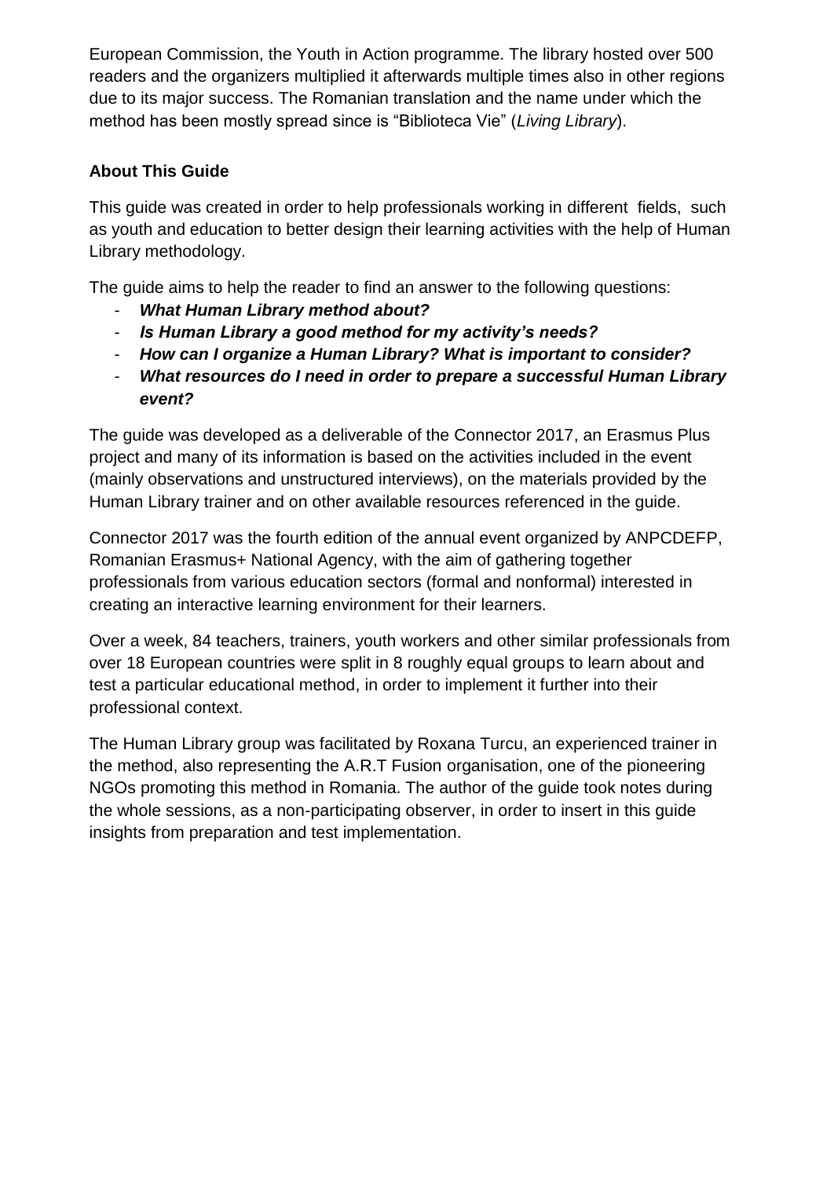European Commission, the Youth in Action programme. The library hosted over 500 readers and the organizers multiplied it afterwards multiple times also in other regions due to its major success. The Romanian translation and the name under which the method has been mostly spread since is “Biblioteca Vie” (*Living Library*).

**About This Guide**

This guide was created in order to help professionals working in different fields, such as youth and education to better design their learning activities with the help of Human Library methodology.

The guide aims to help the reader to find an answer to the following questions:

- ***What Human Library method about?***
- ***Is Human Library a good method for my activity’s needs?***
- ***How can I organize a Human Library? What is important to consider?***
- ***What resources do I need in order to prepare a successful Human Library event?***

The guide was developed as a deliverable of the Connector 2017, an Erasmus Plus project and many of its information is based on the activities included in the event (mainly observations and unstructured interviews), on the materials provided by the Human Library trainer and on other available resources referenced in the guide.

Connector 2017 was the fourth edition of the annual event organized by ANPCDEFP, Romanian Erasmus+ National Agency, with the aim of gathering together professionals from various education sectors (formal and nonformal) interested in creating an interactive learning environment for their learners.

Over a week, 84 teachers, trainers, youth workers and other similar professionals from over 18 European countries were split in 8 roughly equal groups to learn about and test a particular educational method, in order to implement it further into their professional context.

The Human Library group was facilitated by Roxana Turcu, an experienced trainer in the method, also representing the A.R.T Fusion organisation, one of the pioneering NGOs promoting this method in Romania. The author of the guide took notes during the whole sessions, as a non-participating observer, in order to insert in this guide insights from preparation and test implementation.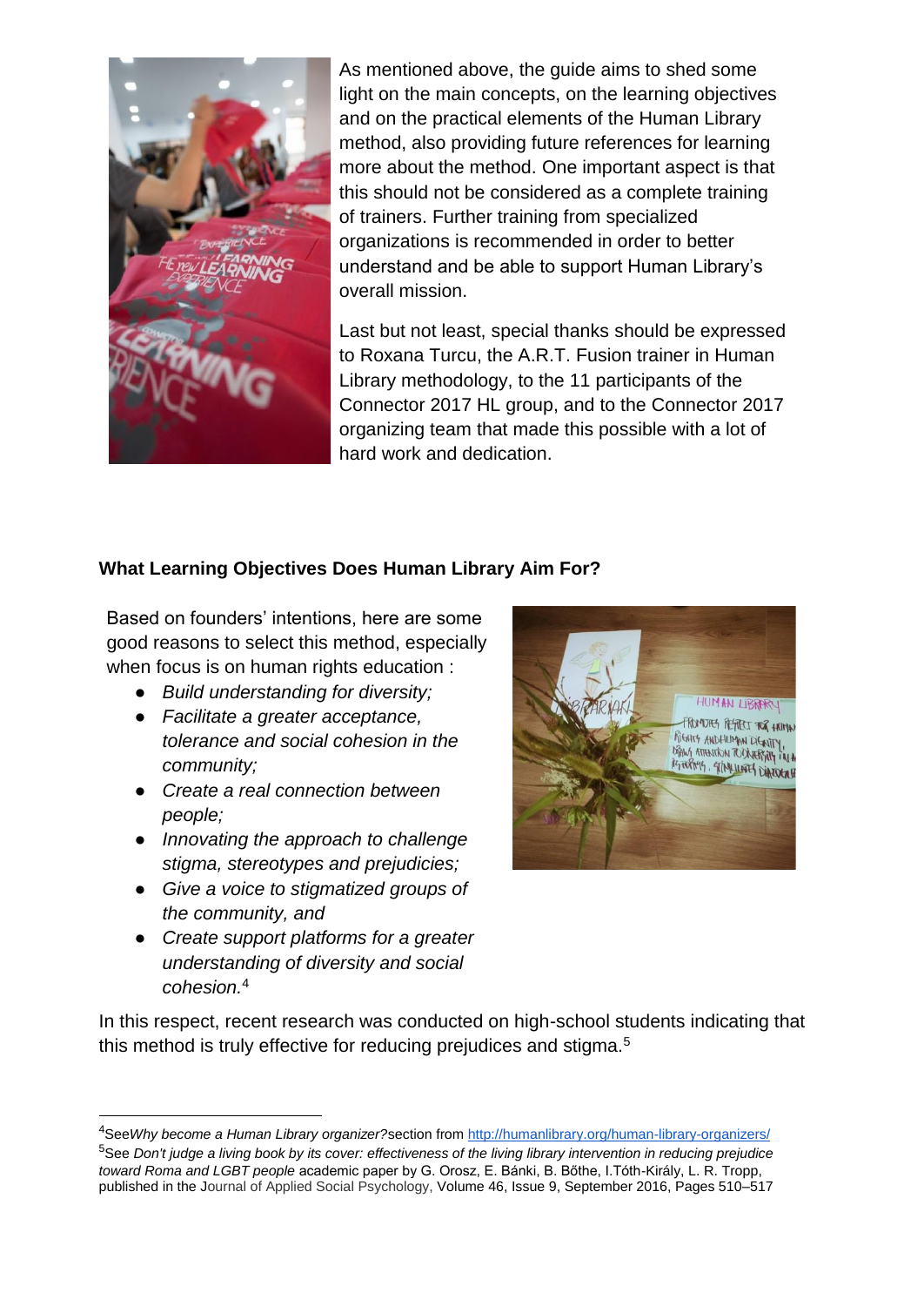As mentioned above, the guide aims to shed some light on the main concepts, on the learning objectives and on the practical elements of the Human Library method, also providing future references for learning more about the method. One important aspect is that this should not be considered as a complete training of trainers. Further training from specialized organizations is recommended in order to better understand and be able to support Human Library's overall mission.

Last but not least, special thanks should be expressed to Roxana Turcu, the A.R.T. Fusion trainer in Human Library methodology, to the 11 participants of the Connector 2017 HL group, and to the Connector 2017 organizing team that made this possible with a lot of hard work and dedication.

**What Learning Objectives Does Human Library Aim For?**

Based on founders' intentions, here are some good reasons to select this method, especially when focus is on human rights education :

- *Build understanding for diversity;*
- *Facilitate a greater acceptance, tolerance and social cohesion in the community;*
- *Create a real connection between people;*
- *Innovating the approach to challenge stigma, stereotypes and prejudicies;*
- *Give a voice to stigmatized groups of the community, and*
- *Create support platforms for a greater understanding of diversity and social cohesion.*[4]

In this respect, recent research was conducted on high-school students indicating that this method is truly effective for reducing prejudices and stigma.[5]

---

[4]See *Why become a Human Library organizer?* section from http://humanlibrary.org/human-library-organizers/

[5]See *Don't judge a living book by its cover: effectiveness of the living library intervention in reducing prejudice toward Roma and LGBT people* academic paper by G. Orosz, E. Bánki, B. Bőthe, I.Tóth-Király, L. R. Tropp, published in the Journal of Applied Social Psychology, Volume 46, Issue 9, September 2016, Pages 510–517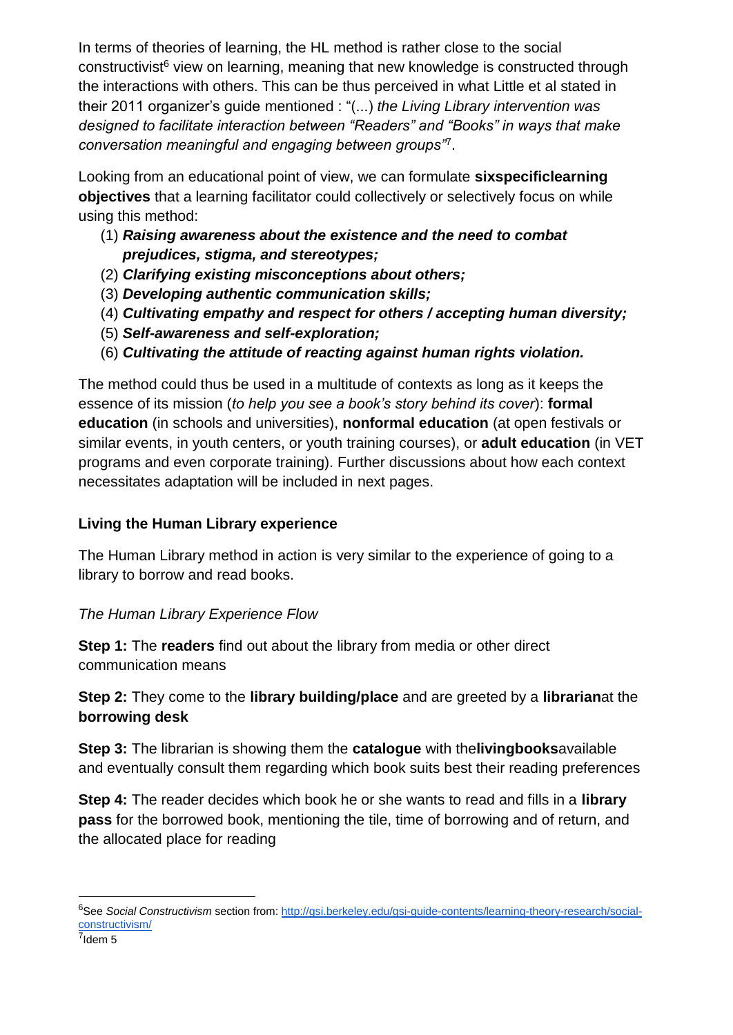In terms of theories of learning, the HL method is rather close to the social constructivist[6] view on learning, meaning that new knowledge is constructed through the interactions with others. This can be thus perceived in what Little et al stated in their 2011 organizer's guide mentioned : "(...) *the Living Library intervention was designed to facilitate interaction between "Readers" and "Books" in ways that make conversation meaningful and engaging between groups"*[7].

Looking from an educational point of view, we can formulate **sixspecificlearning objectives** that a learning facilitator could collectively or selectively focus on while using this method:

(1) ***Raising awareness about the existence and the need to combat prejudices, stigma, and stereotypes;***
(2) ***Clarifying existing misconceptions about others;***
(3) ***Developing authentic communication skills;***
(4) ***Cultivating empathy and respect for others / accepting human diversity;***
(5) ***Self-awareness and self-exploration;***
(6) ***Cultivating the attitude of reacting against human rights violation.***

The method could thus be used in a multitude of contexts as long as it keeps the essence of its mission (*to help you see a book's story behind its cover*): **formal education** (in schools and universities), **nonformal education** (at open festivals or similar events, in youth centers, or youth training courses), or **adult education** (in VET programs and even corporate training). Further discussions about how each context necessitates adaptation will be included in next pages.

**Living the Human Library experience**

The Human Library method in action is very similar to the experience of going to a library to borrow and read books.

*The Human Library Experience Flow*

**Step 1:** The **readers** find out about the library from media or other direct communication means

**Step 2:** They come to the **library building/place** and are greeted by a **librarian**at the **borrowing desk**

**Step 3:** The librarian is showing them the **catalogue** with the**livingbooks**available and eventually consult them regarding which book suits best their reading preferences

**Step 4:** The reader decides which book he or she wants to read and fills in a **library pass** for the borrowed book, mentioning the tile, time of borrowing and of return, and the allocated place for reading

---

[6]See *Social Constructivism* section from: http://gsi.berkeley.edu/gsi-guide-contents/learning-theory-research/social-constructivism/

[7]Idem 5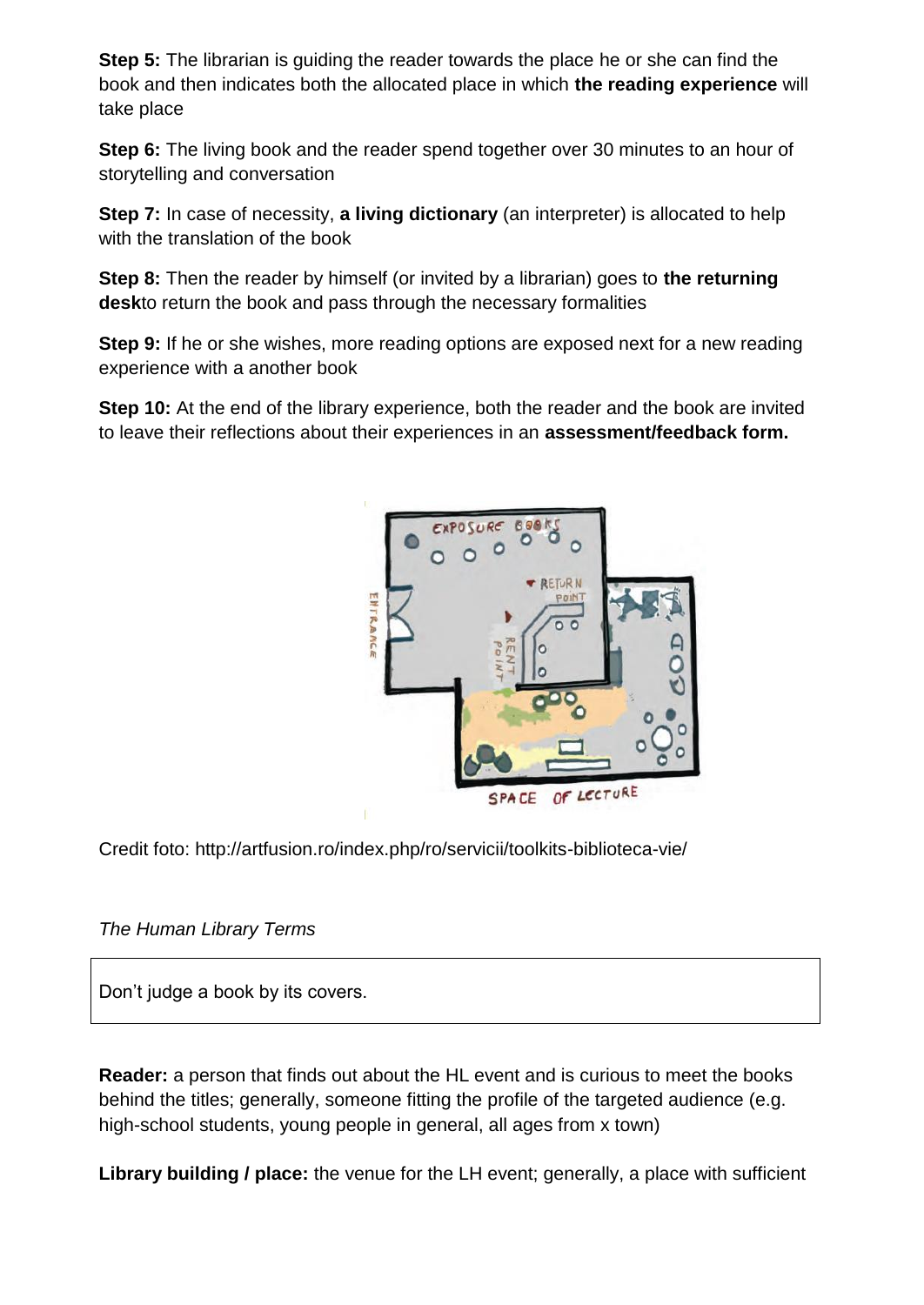**Step 5:** The librarian is guiding the reader towards the place he or she can find the book and then indicates both the allocated place in which **the reading experience** will take place

**Step 6:** The living book and the reader spend together over 30 minutes to an hour of storytelling and conversation

**Step 7:** In case of necessity, **a living dictionary** (an interpreter) is allocated to help with the translation of the book

**Step 8:** Then the reader by himself (or invited by a librarian) goes to **the returning desk**to return the book and pass through the necessary formalities

**Step 9:** If he or she wishes, more reading options are exposed next for a new reading experience with a another book

**Step 10:** At the end of the library experience, both the reader and the book are invited to leave their reflections about their experiences in an **assessment/feedback form.**

Credit foto: http://artfusion.ro/index.php/ro/servicii/toolkits-biblioteca-vie/

*The Human Library Terms*

| Don't judge a book by its covers. |
| --- |

**Reader:** a person that finds out about the HL event and is curious to meet the books behind the titles; generally, someone fitting the profile of the targeted audience (e.g. high-school students, young people in general, all ages from x town)

**Library building / place:** the venue for the LH event; generally, a place with sufficient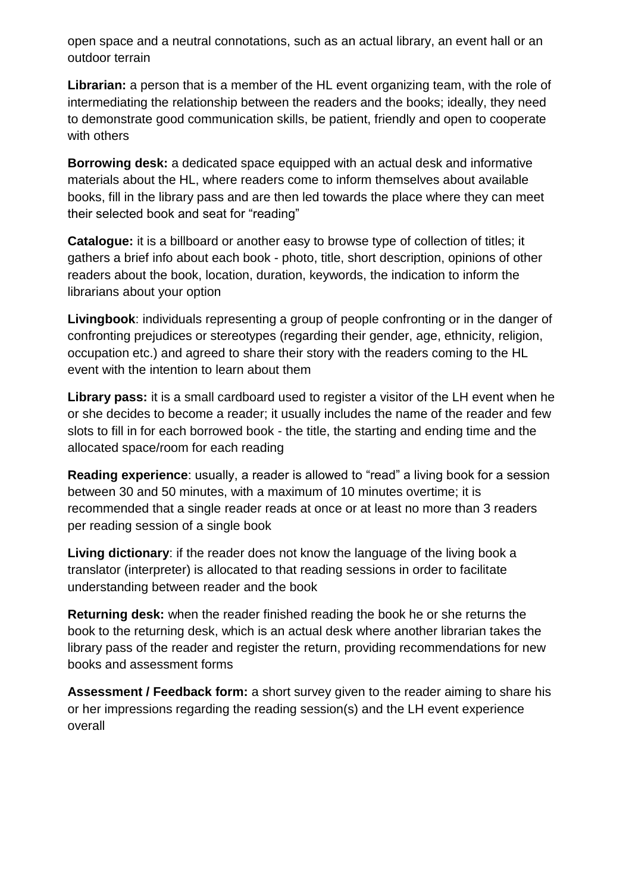open space and a neutral connotations, such as an actual library, an event hall or an outdoor terrain

**Librarian:** a person that is a member of the HL event organizing team, with the role of intermediating the relationship between the readers and the books; ideally, they need to demonstrate good communication skills, be patient, friendly and open to cooperate with others

**Borrowing desk:** a dedicated space equipped with an actual desk and informative materials about the HL, where readers come to inform themselves about available books, fill in the library pass and are then led towards the place where they can meet their selected book and seat for "reading"

**Catalogue:** it is a billboard or another easy to browse type of collection of titles; it gathers a brief info about each book - photo, title, short description, opinions of other readers about the book, location, duration, keywords, the indication to inform the librarians about your option

**Livingbook**: individuals representing a group of people confronting or in the danger of confronting prejudices or stereotypes (regarding their gender, age, ethnicity, religion, occupation etc.) and agreed to share their story with the readers coming to the HL event with the intention to learn about them

**Library pass:** it is a small cardboard used to register a visitor of the LH event when he or she decides to become a reader; it usually includes the name of the reader and few slots to fill in for each borrowed book - the title, the starting and ending time and the allocated space/room for each reading

**Reading experience**: usually, a reader is allowed to "read" a living book for a session between 30 and 50 minutes, with a maximum of 10 minutes overtime; it is recommended that a single reader reads at once or at least no more than 3 readers per reading session of a single book

**Living dictionary**: if the reader does not know the language of the living book a translator (interpreter) is allocated to that reading sessions in order to facilitate understanding between reader and the book

**Returning desk:** when the reader finished reading the book he or she returns the book to the returning desk, which is an actual desk where another librarian takes the library pass of the reader and register the return, providing recommendations for new books and assessment forms

**Assessment / Feedback form:** a short survey given to the reader aiming to share his or her impressions regarding the reading session(s) and the LH event experience overall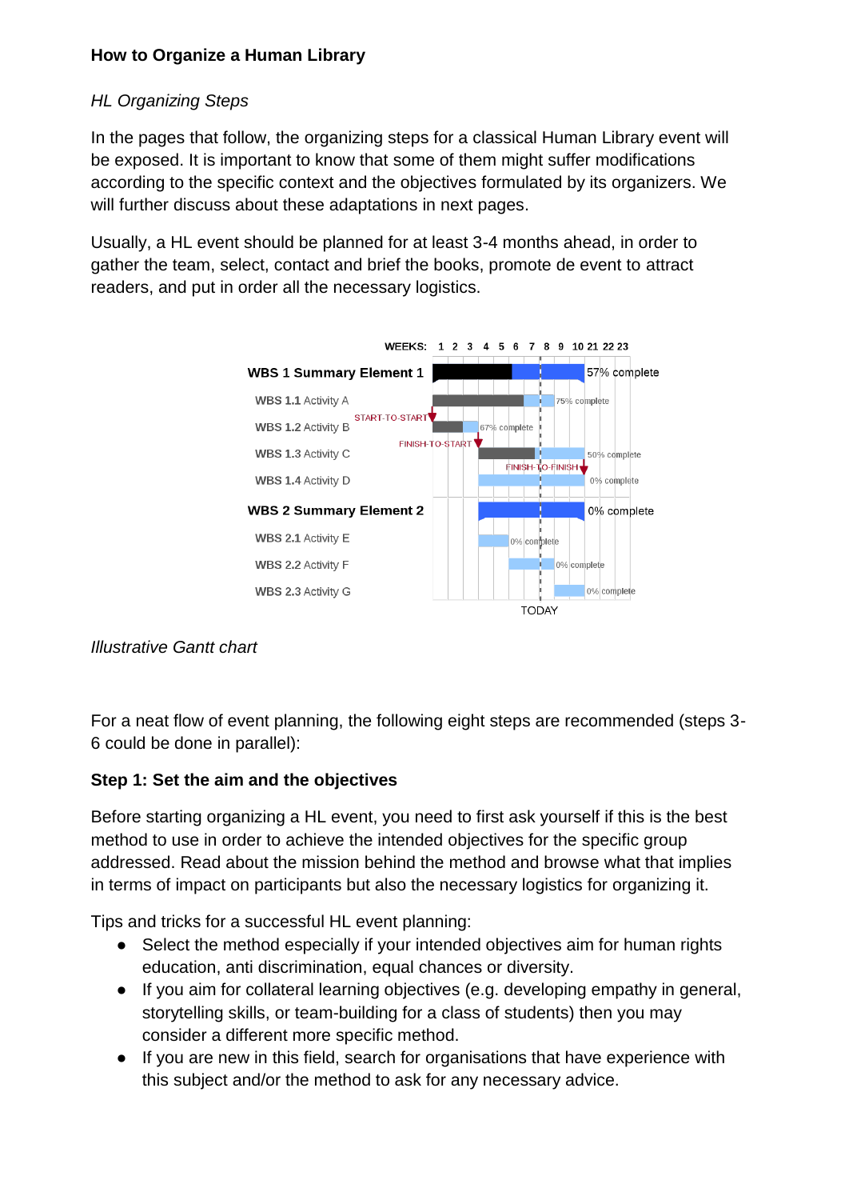**How to Organize a Human Library**

*HL Organizing Steps*

In the pages that follow, the organizing steps for a classical Human Library event will be exposed. It is important to know that some of them might suffer modifications according to the specific context and the objectives formulated by its organizers. We will further discuss about these adaptations in next pages.

Usually, a HL event should be planned for at least 3-4 months ahead, in order to gather the team, select, contact and brief the books, promote de event to attract readers, and put in order all the necessary logistics.

*Illustrative Gantt chart*

For a neat flow of event planning, the following eight steps are recommended (steps 3-6 could be done in parallel):

**Step 1: Set the aim and the objectives**

Before starting organizing a HL event, you need to first ask yourself if this is the best method to use in order to achieve the intended objectives for the specific group addressed. Read about the mission behind the method and browse what that implies in terms of impact on participants but also the necessary logistics for organizing it.

Tips and tricks for a successful HL event planning:

- Select the method especially if your intended objectives aim for human rights education, anti discrimination, equal chances or diversity.
- If you aim for collateral learning objectives (e.g. developing empathy in general, storytelling skills, or team-building for a class of students) then you may consider a different more specific method.
- If you are new in this field, search for organisations that have experience with this subject and/or the method to ask for any necessary advice.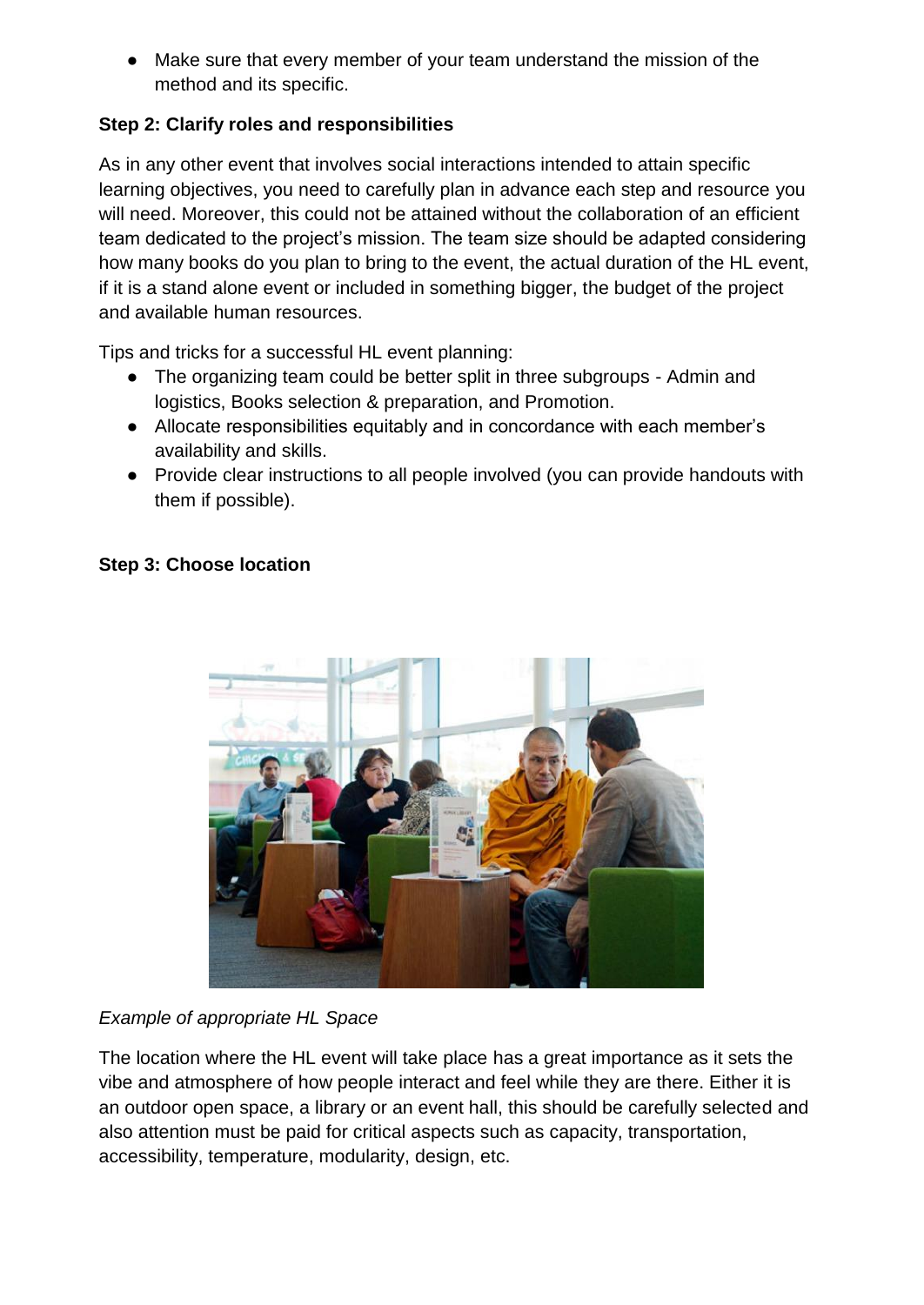- Make sure that every member of your team understand the mission of the method and its specific.

**Step 2: Clarify roles and responsibilities**

As in any other event that involves social interactions intended to attain specific learning objectives, you need to carefully plan in advance each step and resource you will need. Moreover, this could not be attained without the collaboration of an efficient team dedicated to the project's mission. The team size should be adapted considering how many books do you plan to bring to the event, the actual duration of the HL event, if it is a stand alone event or included in something bigger, the budget of the project and available human resources.

Tips and tricks for a successful HL event planning:

- The organizing team could be better split in three subgroups - Admin and logistics, Books selection & preparation, and Promotion.
- Allocate responsibilities equitably and in concordance with each member's availability and skills.
- Provide clear instructions to all people involved (you can provide handouts with them if possible).

**Step 3: Choose location**

*Example of appropriate HL Space*

The location where the HL event will take place has a great importance as it sets the vibe and atmosphere of how people interact and feel while they are there. Either it is an outdoor open space, a library or an event hall, this should be carefully selected and also attention must be paid for critical aspects such as capacity, transportation, accessibility, temperature, modularity, design, etc.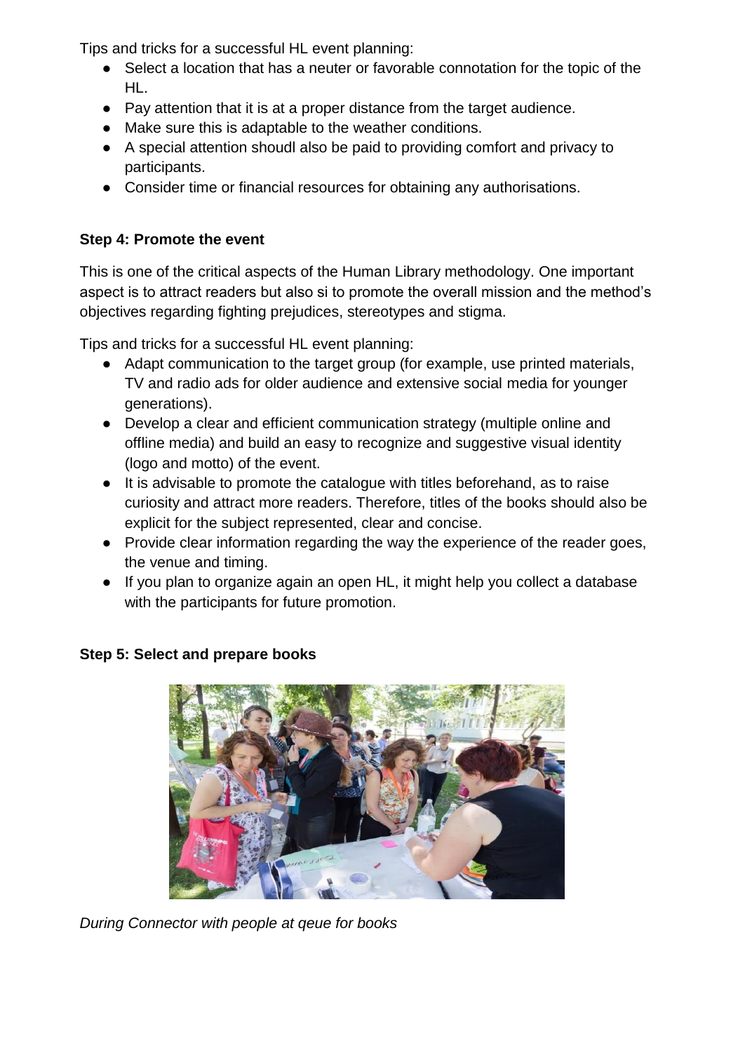Tips and tricks for a successful HL event planning:

- Select a location that has a neuter or favorable connotation for the topic of the HL.
- Pay attention that it is at a proper distance from the target audience.
- Make sure this is adaptable to the weather conditions.
- A special attention shoudl also be paid to providing comfort and privacy to participants.
- Consider time or financial resources for obtaining any authorisations.

**Step 4: Promote the event**

This is one of the critical aspects of the Human Library methodology. One important aspect is to attract readers but also si to promote the overall mission and the method's objectives regarding fighting prejudices, stereotypes and stigma.

Tips and tricks for a successful HL event planning:

- Adapt communication to the target group (for example, use printed materials, TV and radio ads for older audience and extensive social media for younger generations).
- Develop a clear and efficient communication strategy (multiple online and offline media) and build an easy to recognize and suggestive visual identity (logo and motto) of the event.
- It is advisable to promote the catalogue with titles beforehand, as to raise curiosity and attract more readers. Therefore, titles of the books should also be explicit for the subject represented, clear and concise.
- Provide clear information regarding the way the experience of the reader goes, the venue and timing.
- If you plan to organize again an open HL, it might help you collect a database with the participants for future promotion.

**Step 5: Select and prepare books**

*During Connector with people at qeue for books*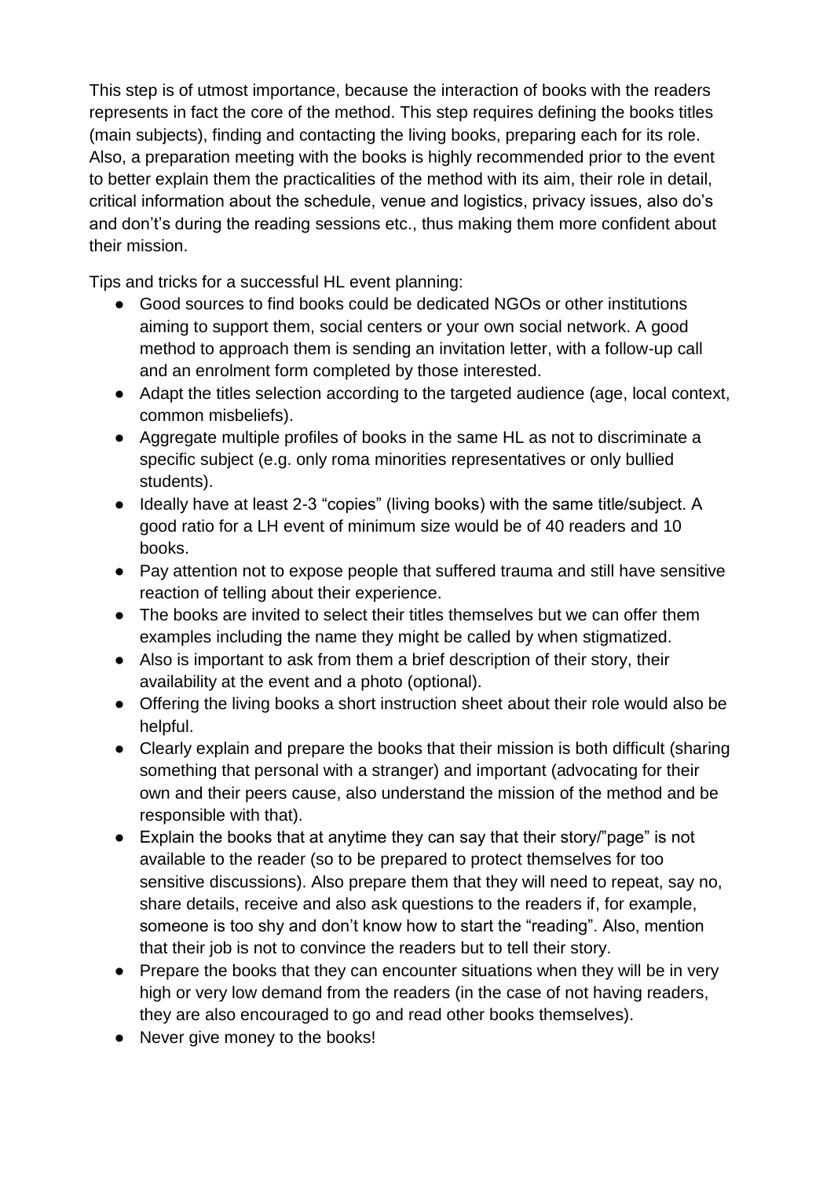This step is of utmost importance, because the interaction of books with the readers represents in fact the core of the method. This step requires defining the books titles (main subjects), finding and contacting the living books, preparing each for its role. Also, a preparation meeting with the books is highly recommended prior to the event to better explain them the practicalities of the method with its aim, their role in detail, critical information about the schedule, venue and logistics, privacy issues, also do's and don't's during the reading sessions etc., thus making them more confident about their mission.

Tips and tricks for a successful HL event planning:

- Good sources to find books could be dedicated NGOs or other institutions aiming to support them, social centers or your own social network. A good method to approach them is sending an invitation letter, with a follow-up call and an enrolment form completed by those interested.
- Adapt the titles selection according to the targeted audience (age, local context, common misbeliefs).
- Aggregate multiple profiles of books in the same HL as not to discriminate a specific subject (e.g. only roma minorities representatives or only bullied students).
- Ideally have at least 2-3 "copies" (living books) with the same title/subject. A good ratio for a LH event of minimum size would be of 40 readers and 10 books.
- Pay attention not to expose people that suffered trauma and still have sensitive reaction of telling about their experience.
- The books are invited to select their titles themselves but we can offer them examples including the name they might be called by when stigmatized.
- Also is important to ask from them a brief description of their story, their availability at the event and a photo (optional).
- Offering the living books a short instruction sheet about their role would also be helpful.
- Clearly explain and prepare the books that their mission is both difficult (sharing something that personal with a stranger) and important (advocating for their own and their peers cause, also understand the mission of the method and be responsible with that).
- Explain the books that at anytime they can say that their story/"page" is not available to the reader (so to be prepared to protect themselves for too sensitive discussions). Also prepare them that they will need to repeat, say no, share details, receive and also ask questions to the readers if, for example, someone is too shy and don't know how to start the "reading". Also, mention that their job is not to convince the readers but to tell their story.
- Prepare the books that they can encounter situations when they will be in very high or very low demand from the readers (in the case of not having readers, they are also encouraged to go and read other books themselves).
- Never give money to the books!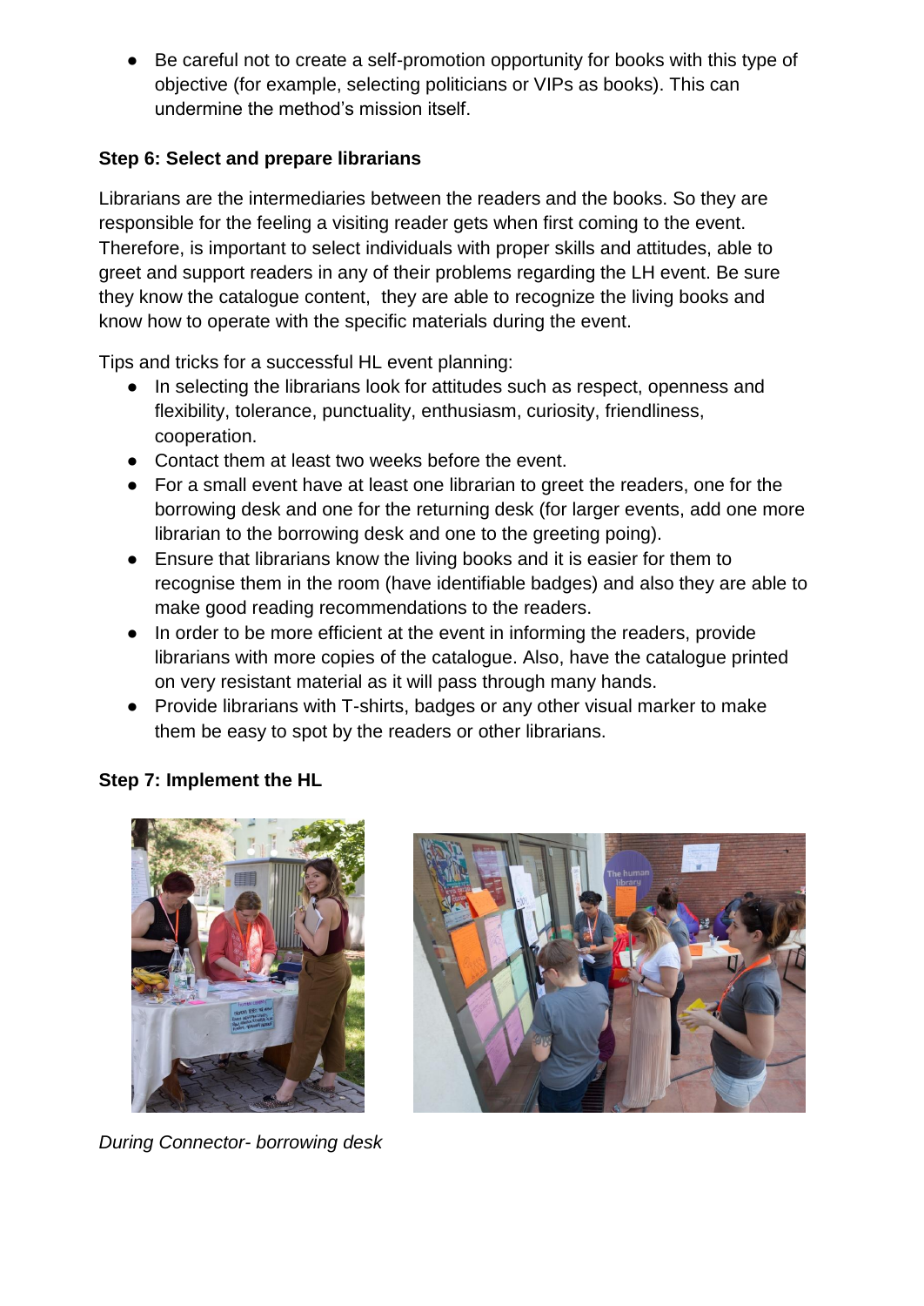- Be careful not to create a self-promotion opportunity for books with this type of objective (for example, selecting politicians or VIPs as books). This can undermine the method's mission itself.

**Step 6: Select and prepare librarians**

Librarians are the intermediaries between the readers and the books. So they are responsible for the feeling a visiting reader gets when first coming to the event. Therefore, is important to select individuals with proper skills and attitudes, able to greet and support readers in any of their problems regarding the LH event. Be sure they know the catalogue content,  they are able to recognize the living books and know how to operate with the specific materials during the event.

Tips and tricks for a successful HL event planning:

- In selecting the librarians look for attitudes such as respect, openness and flexibility, tolerance, punctuality, enthusiasm, curiosity, friendliness, cooperation.
- Contact them at least two weeks before the event.
- For a small event have at least one librarian to greet the readers, one for the borrowing desk and one for the returning desk (for larger events, add one more librarian to the borrowing desk and one to the greeting poing).
- Ensure that librarians know the living books and it is easier for them to recognise them in the room (have identifiable badges) and also they are able to make good reading recommendations to the readers.
- In order to be more efficient at the event in informing the readers, provide librarians with more copies of the catalogue. Also, have the catalogue printed on very resistant material as it will pass through many hands.
- Provide librarians with T-shirts, badges or any other visual marker to make them be easy to spot by the readers or other librarians.

**Step 7: Implement the HL**

*During Connector- borrowing desk*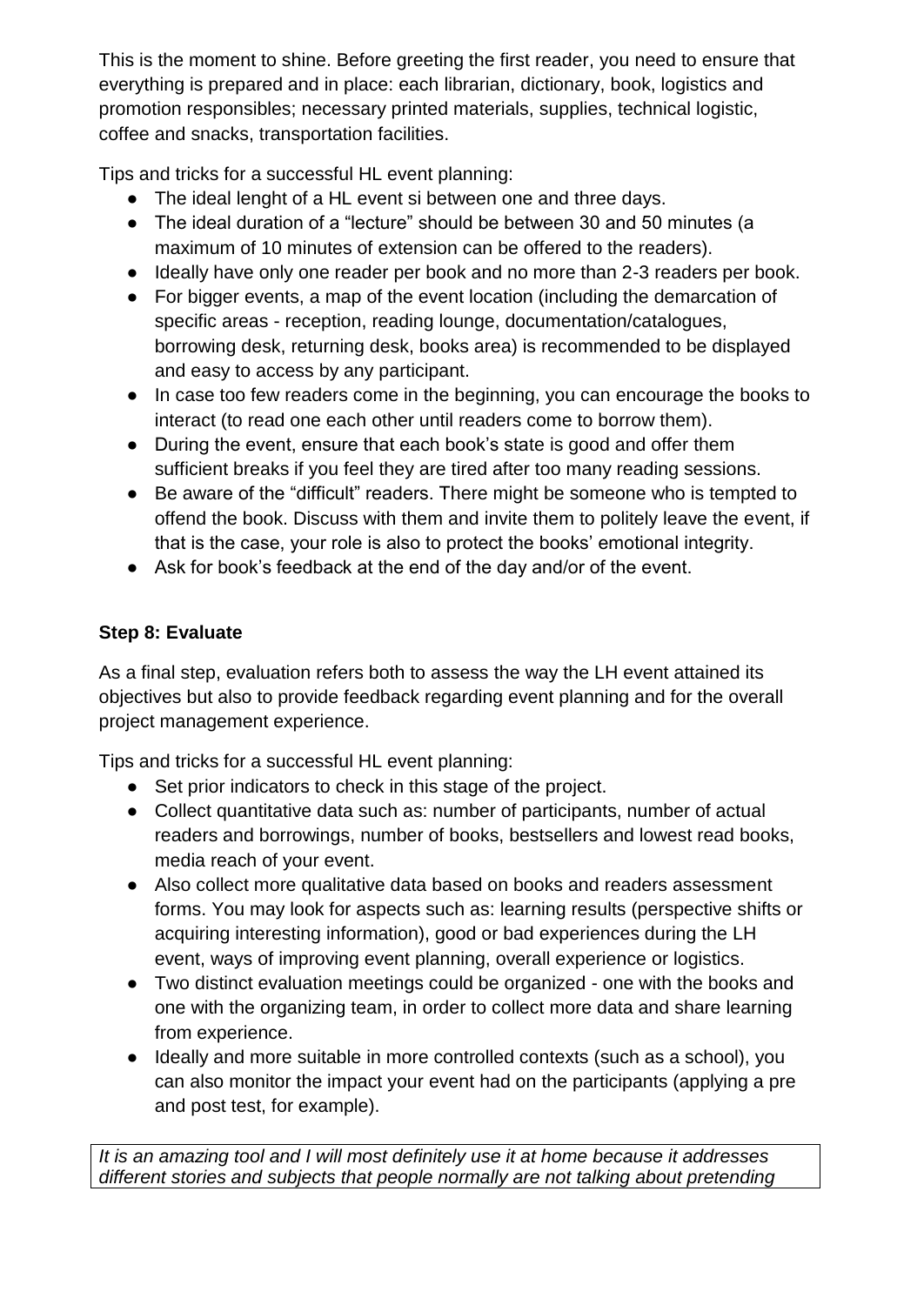This is the moment to shine. Before greeting the first reader, you need to ensure that everything is prepared and in place: each librarian, dictionary, book, logistics and promotion responsibles; necessary printed materials, supplies, technical logistic, coffee and snacks, transportation facilities.

Tips and tricks for a successful HL event planning:

- The ideal lenght of a HL event si between one and three days.
- The ideal duration of a "lecture" should be between 30 and 50 minutes (a maximum of 10 minutes of extension can be offered to the readers).
- Ideally have only one reader per book and no more than 2-3 readers per book.
- For bigger events, a map of the event location (including the demarcation of specific areas - reception, reading lounge, documentation/catalogues, borrowing desk, returning desk, books area) is recommended to be displayed and easy to access by any participant.
- In case too few readers come in the beginning, you can encourage the books to interact (to read one each other until readers come to borrow them).
- During the event, ensure that each book's state is good and offer them sufficient breaks if you feel they are tired after too many reading sessions.
- Be aware of the "difficult" readers. There might be someone who is tempted to offend the book. Discuss with them and invite them to politely leave the event, if that is the case, your role is also to protect the books' emotional integrity.
- Ask for book's feedback at the end of the day and/or of the event.

**Step 8: Evaluate**

As a final step, evaluation refers both to assess the way the LH event attained its objectives but also to provide feedback regarding event planning and for the overall project management experience.

Tips and tricks for a successful HL event planning:

- Set prior indicators to check in this stage of the project.
- Collect quantitative data such as: number of participants, number of actual readers and borrowings, number of books, bestsellers and lowest read books, media reach of your event.
- Also collect more qualitative data based on books and readers assessment forms. You may look for aspects such as: learning results (perspective shifts or acquiring interesting information), good or bad experiences during the LH event, ways of improving event planning, overall experience or logistics.
- Two distinct evaluation meetings could be organized - one with the books and one with the organizing team, in order to collect more data and share learning from experience.
- Ideally and more suitable in more controlled contexts (such as a school), you can also monitor the impact your event had on the participants (applying a pre and post test, for example).

*It is an amazing tool and I will most definitely use it at home because it addresses different stories and subjects that people normally are not talking about pretending*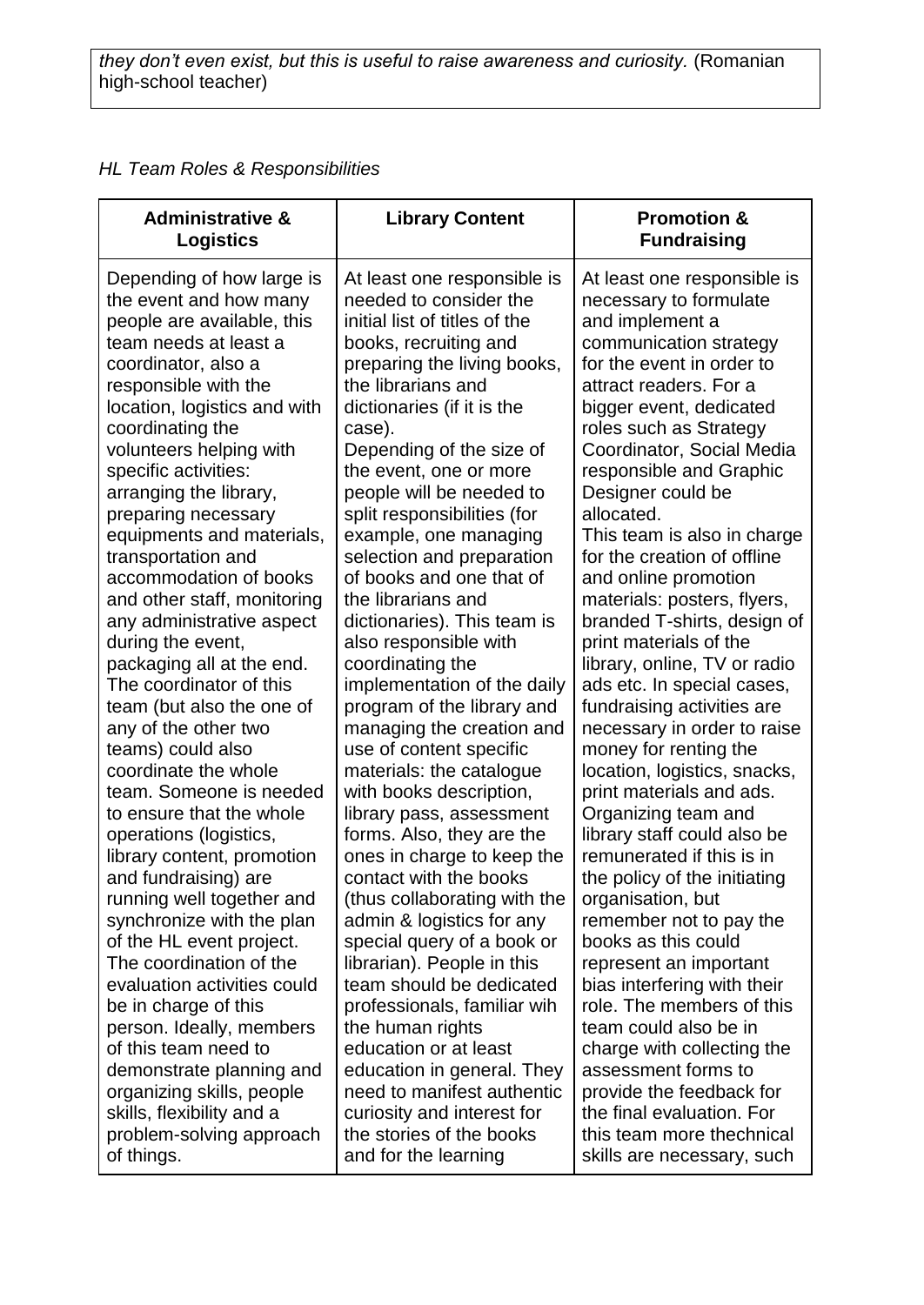*they don't even exist, but this is useful to raise awareness and curiosity.* (Romanian high-school teacher)

*HL Team Roles & Responsibilities*

| Administrative & Logistics | Library Content | Promotion & Fundraising |
|---|---|---|
| Depending of how large is the event and how many people are available, this team needs at least a coordinator, also a responsible with the location, logistics and with coordinating the volunteers helping with specific activities: arranging the library, preparing necessary equipments and materials, transportation and accommodation of books and other staff, monitoring any administrative aspect during the event, packaging all at the end. The coordinator of this team (but also the one of any of the other two teams) could also coordinate the whole team. Someone is needed to ensure that the whole operations (logistics, library content, promotion and fundraising) are running well together and synchronize with the plan of the HL event project. The coordination of the evaluation activities could be in charge of this person. Ideally, members of this team need to demonstrate planning and organizing skills, people skills, flexibility and a problem-solving approach of things. | At least one responsible is needed to consider the initial list of titles of the books, recruiting and preparing the living books, the librarians and dictionaries (if it is the case). Depending of the size of the event, one or more people will be needed to split responsibilities (for example, one managing selection and preparation of books and one that of the librarians and dictionaries). This team is also responsible with coordinating the implementation of the daily program of the library and managing the creation and use of content specific materials: the catalogue with books description, library pass, assessment forms. Also, they are the ones in charge to keep the contact with the books (thus collaborating with the admin & logistics for any special query of a book or librarian). People in this team should be dedicated professionals, familiar wih the human rights education or at least education in general. They need to manifest authentic curiosity and interest for the stories of the books and for the learning | At least one responsible is necessary to formulate and implement a communication strategy for the event in order to attract readers. For a bigger event, dedicated roles such as Strategy Coordinator, Social Media responsible and Graphic Designer could be allocated. This team is also in charge for the creation of offline and online promotion materials: posters, flyers, branded T-shirts, design of print materials of the library, online, TV or radio ads etc. In special cases, fundraising activities are necessary in order to raise money for renting the location, logistics, snacks, print materials and ads. Organizing team and library staff could also be remunerated if this is in the policy of the initiating organisation, but remember not to pay the books as this could represent an important bias interfering with their role. The members of this team could also be in charge with collecting the assessment forms to provide the feedback for the final evaluation. For this team more thechnical skills are necessary, such |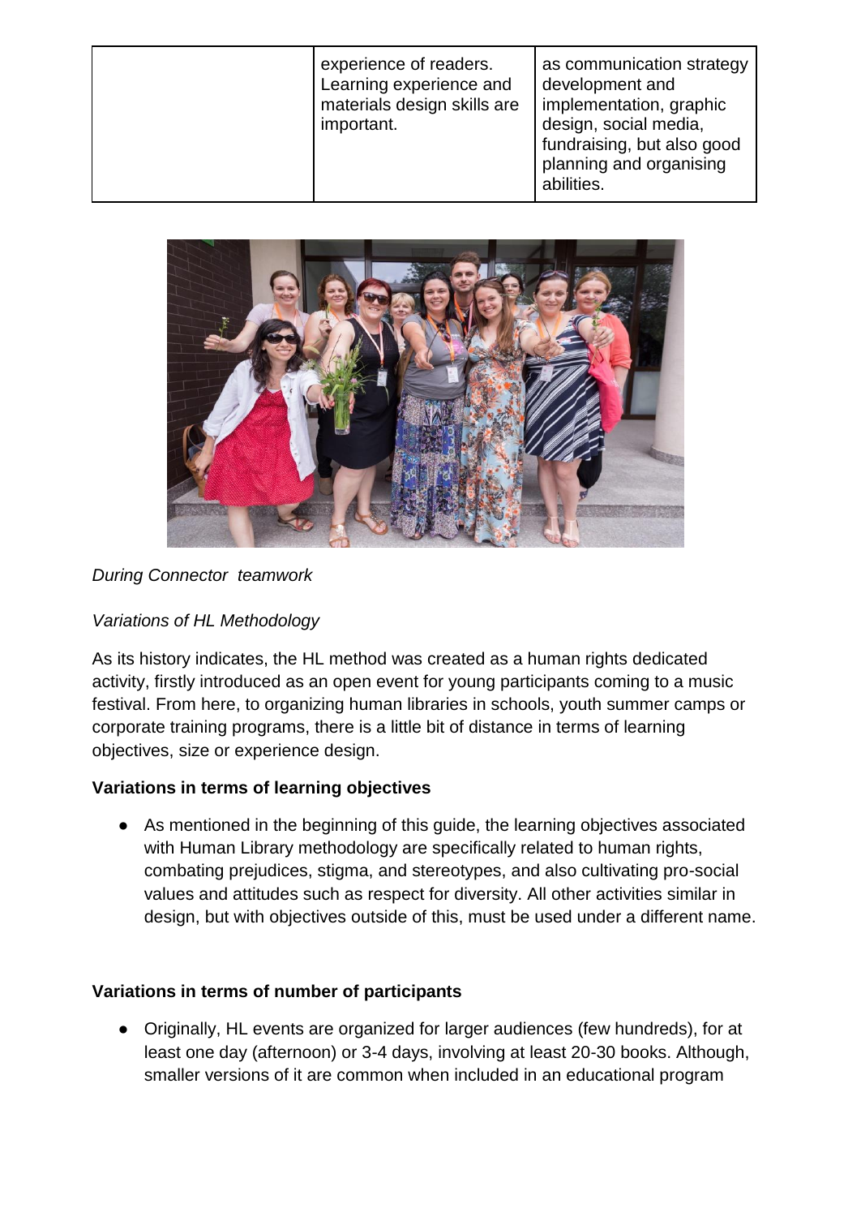| | experience of readers. Learning experience and materials design skills are important. | as communication strategy development and implementation, graphic design, social media, fundraising, but also good planning and organising abilities. |
|---|---|---|

*During Connector teamwork*

*Variations of HL Methodology*

As its history indicates, the HL method was created as a human rights dedicated activity, firstly introduced as an open event for young participants coming to a music festival. From here, to organizing human libraries in schools, youth summer camps or corporate training programs, there is a little bit of distance in terms of learning objectives, size or experience design.

**Variations in terms of learning objectives**

- As mentioned in the beginning of this guide, the learning objectives associated with Human Library methodology are specifically related to human rights, combating prejudices, stigma, and stereotypes, and also cultivating pro-social values and attitudes such as respect for diversity. All other activities similar in design, but with objectives outside of this, must be used under a different name.

**Variations in terms of number of participants**

- Originally, HL events are organized for larger audiences (few hundreds), for at least one day (afternoon) or 3-4 days, involving at least 20-30 books. Although, smaller versions of it are common when included in an educational program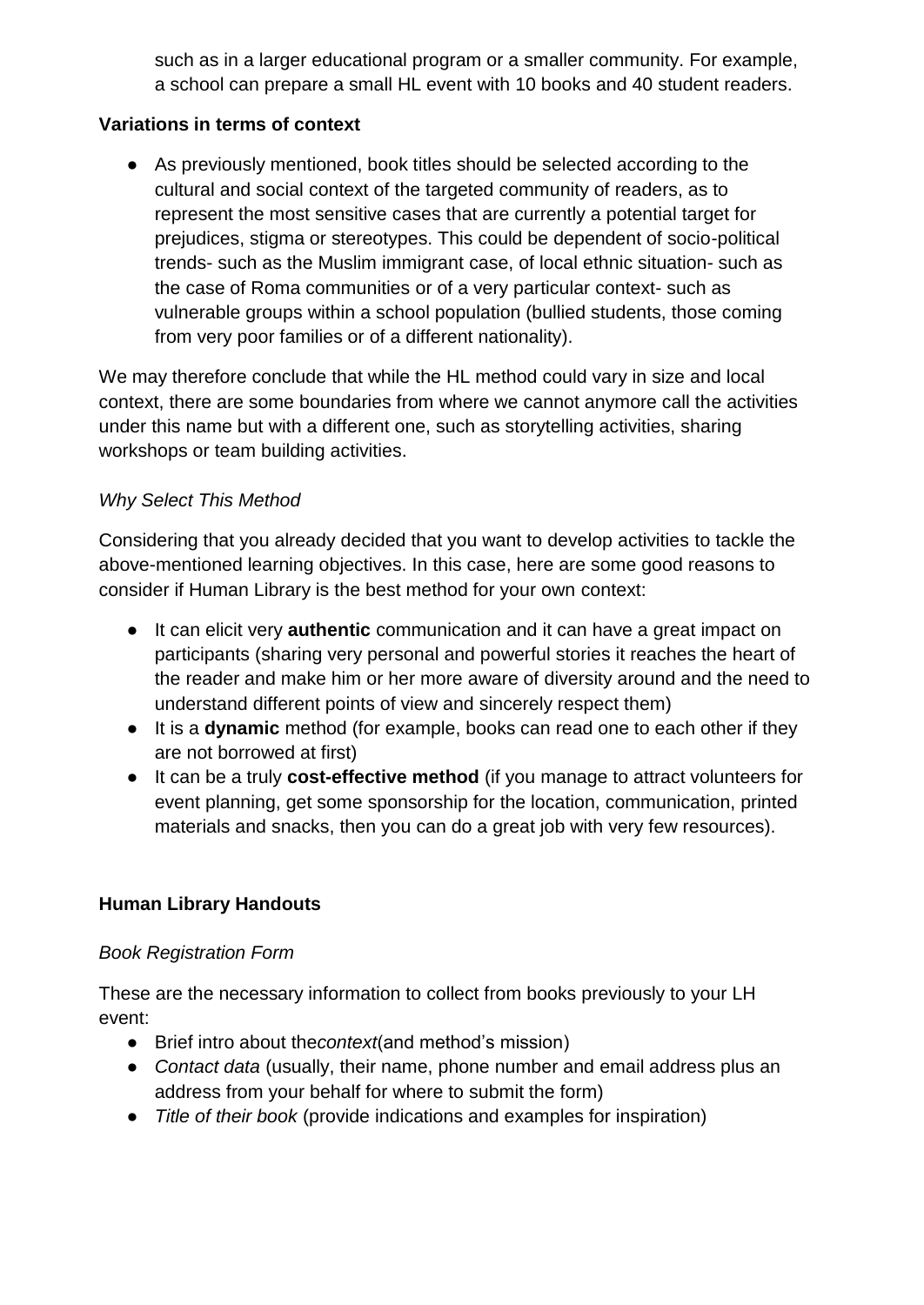such as in a larger educational program or a smaller community. For example, a school can prepare a small HL event with 10 books and 40 student readers.

**Variations in terms of context**

- As previously mentioned, book titles should be selected according to the cultural and social context of the targeted community of readers, as to represent the most sensitive cases that are currently a potential target for prejudices, stigma or stereotypes. This could be dependent of socio-political trends- such as the Muslim immigrant case, of local ethnic situation- such as the case of Roma communities or of a very particular context- such as vulnerable groups within a school population (bullied students, those coming from very poor families or of a different nationality).

We may therefore conclude that while the HL method could vary in size and local context, there are some boundaries from where we cannot anymore call the activities under this name but with a different one, such as storytelling activities, sharing workshops or team building activities.

*Why Select This Method*

Considering that you already decided that you want to develop activities to tackle the above-mentioned learning objectives. In this case, here are some good reasons to consider if Human Library is the best method for your own context:

- It can elicit very **authentic** communication and it can have a great impact on participants (sharing very personal and powerful stories it reaches the heart of the reader and make him or her more aware of diversity around and the need to understand different points of view and sincerely respect them)
- It is a **dynamic** method (for example, books can read one to each other if they are not borrowed at first)
- It can be a truly **cost-effective method** (if you manage to attract volunteers for event planning, get some sponsorship for the location, communication, printed materials and snacks, then you can do a great job with very few resources).

**Human Library Handouts**

*Book Registration Form*

These are the necessary information to collect from books previously to your LH event:

- Brief intro about the*context*(and method's mission)
- *Contact data* (usually, their name, phone number and email address plus an address from your behalf for where to submit the form)
- *Title of their book* (provide indications and examples for inspiration)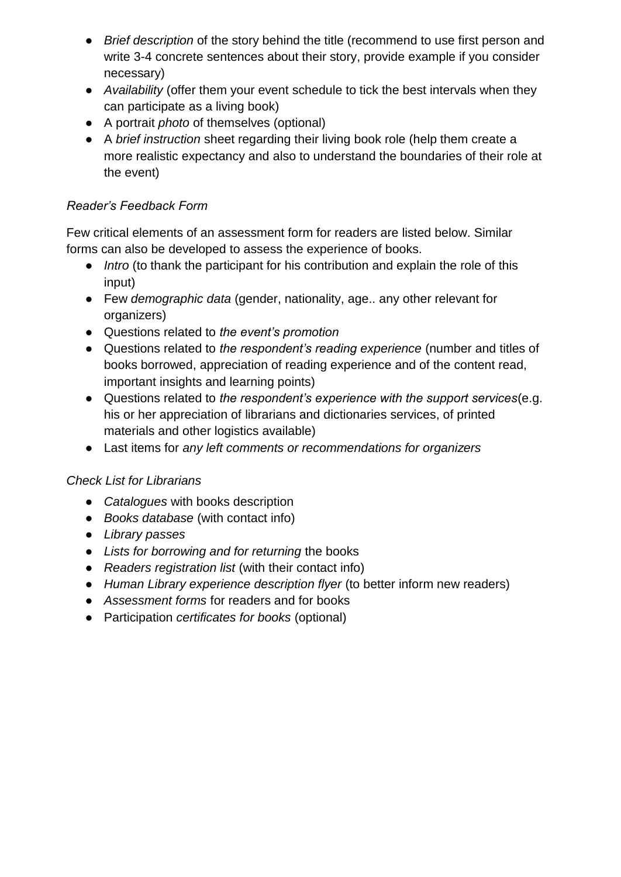- *Brief description* of the story behind the title (recommend to use first person and write 3-4 concrete sentences about their story, provide example if you consider necessary)
- *Availability* (offer them your event schedule to tick the best intervals when they can participate as a living book)
- A portrait *photo* of themselves (optional)
- A *brief instruction* sheet regarding their living book role (help them create a more realistic expectancy and also to understand the boundaries of their role at the event)

*Reader's Feedback Form*

Few critical elements of an assessment form for readers are listed below. Similar forms can also be developed to assess the experience of books.

- *Intro* (to thank the participant for his contribution and explain the role of this input)
- Few *demographic data* (gender, nationality, age.. any other relevant for organizers)
- Questions related to *the event's promotion*
- Questions related to *the respondent's reading experience* (number and titles of books borrowed, appreciation of reading experience and of the content read, important insights and learning points)
- Questions related to *the respondent's experience with the support services*(e.g. his or her appreciation of librarians and dictionaries services, of printed materials and other logistics available)
- Last items for *any left comments or recommendations for organizers*

*Check List for Librarians*

- *Catalogues* with books description
- *Books database* (with contact info)
- *Library passes*
- *Lists for borrowing and for returning* the books
- *Readers registration list* (with their contact info)
- *Human Library experience description flyer* (to better inform new readers)
- *Assessment forms* for readers and for books
- Participation *certificates for books* (optional)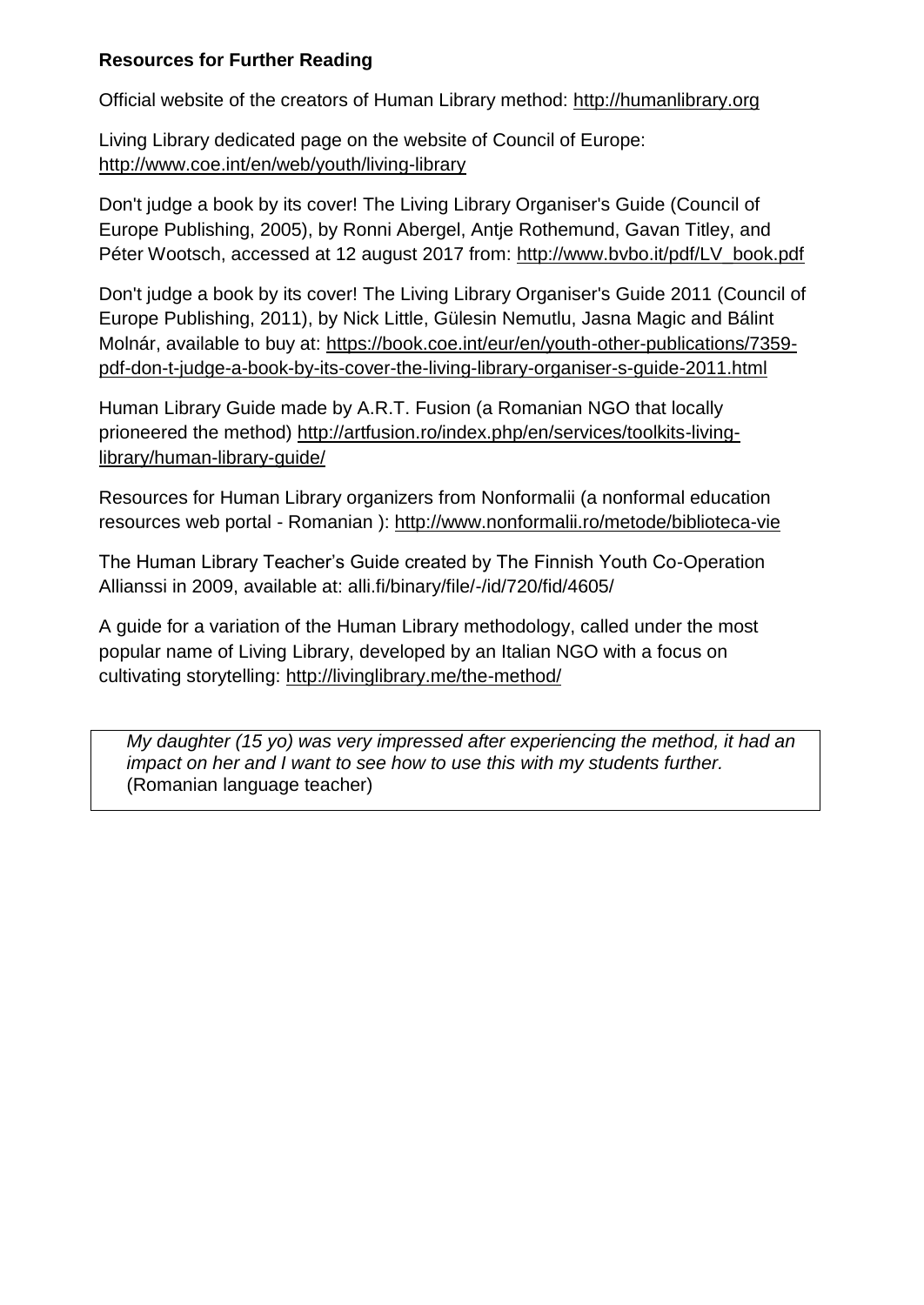**Resources for Further Reading**

Official website of the creators of Human Library method: http://humanlibrary.org

Living Library dedicated page on the website of Council of Europe: http://www.coe.int/en/web/youth/living-library

Don't judge a book by its cover! The Living Library Organiser's Guide (Council of Europe Publishing, 2005), by Ronni Abergel, Antje Rothemund, Gavan Titley, and Péter Wootsch, accessed at 12 august 2017 from: http://www.bvbo.it/pdf/LV_book.pdf

Don't judge a book by its cover! The Living Library Organiser's Guide 2011 (Council of Europe Publishing, 2011), by Nick Little, Gülesin Nemutlu, Jasna Magic and Bálint Molnár, available to buy at: https://book.coe.int/eur/en/youth-other-publications/7359-pdf-don-t-judge-a-book-by-its-cover-the-living-library-organiser-s-guide-2011.html

Human Library Guide made by A.R.T. Fusion (a Romanian NGO that locally prioneered the method) http://artfusion.ro/index.php/en/services/toolkits-living-library/human-library-guide/

Resources for Human Library organizers from Nonformalii (a nonformal education resources web portal - Romanian ): http://www.nonformalii.ro/metode/biblioteca-vie

The Human Library Teacher's Guide created by The Finnish Youth Co-Operation Allianssi in 2009, available at: alli.fi/binary/file/-/id/720/fid/4605/

A guide for a variation of the Human Library methodology, called under the most popular name of Living Library, developed by an Italian NGO with a focus on cultivating storytelling: http://livinglibrary.me/the-method/

> *My daughter (15 yo) was very impressed after experiencing the method, it had an impact on her and I want to see how to use this with my students further.* (Romanian language teacher)